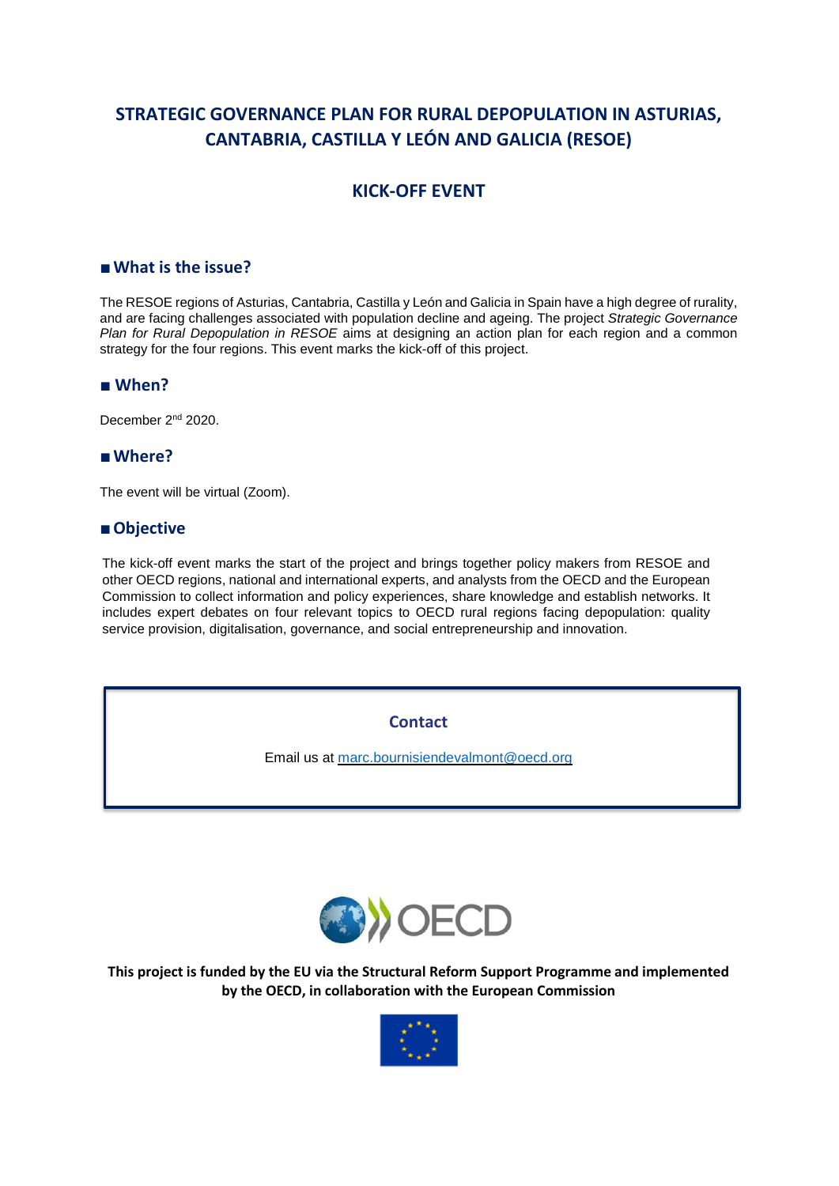# STRATEGIC GOVERNANCE PLAN FOR RURAL DEPOPULATION IN ASTURIAS, CANTABRIA, CASTILLA Y LEÓN AND GALICIA (RESOE)

## KICK-OFF EVENT

### ■ What is the issue?

The RESOE regions of Asturias, Cantabria, Castilla y León and Galicia in Spain have a high degree of rurality, and are facing challenges associated with population decline and ageing. The project *Strategic Governance Plan for Rural Depopulation in RESOE* aims at designing an action plan for each region and a common strategy for the four regions. This event marks the kick-off of this project.

### ■ When?

December 2nd 2020.

### ■ Where?

The event will be virtual (Zoom).

### ■ Objective

The kick-off event marks the start of the project and brings together policy makers from RESOE and other OECD regions, national and international experts, and analysts from the OECD and the European Commission to collect information and policy experiences, share knowledge and establish networks. It includes expert debates on four relevant topics to OECD rural regions facing depopulation: quality service provision, digitalisation, governance, and social entrepreneurship and innovation.

**Contact**

Email us at marc.bournisiendevalmont@oecd.org

**This project is funded by the EU via the Structural Reform Support Programme and implemented by the OECD, in collaboration with the European Commission**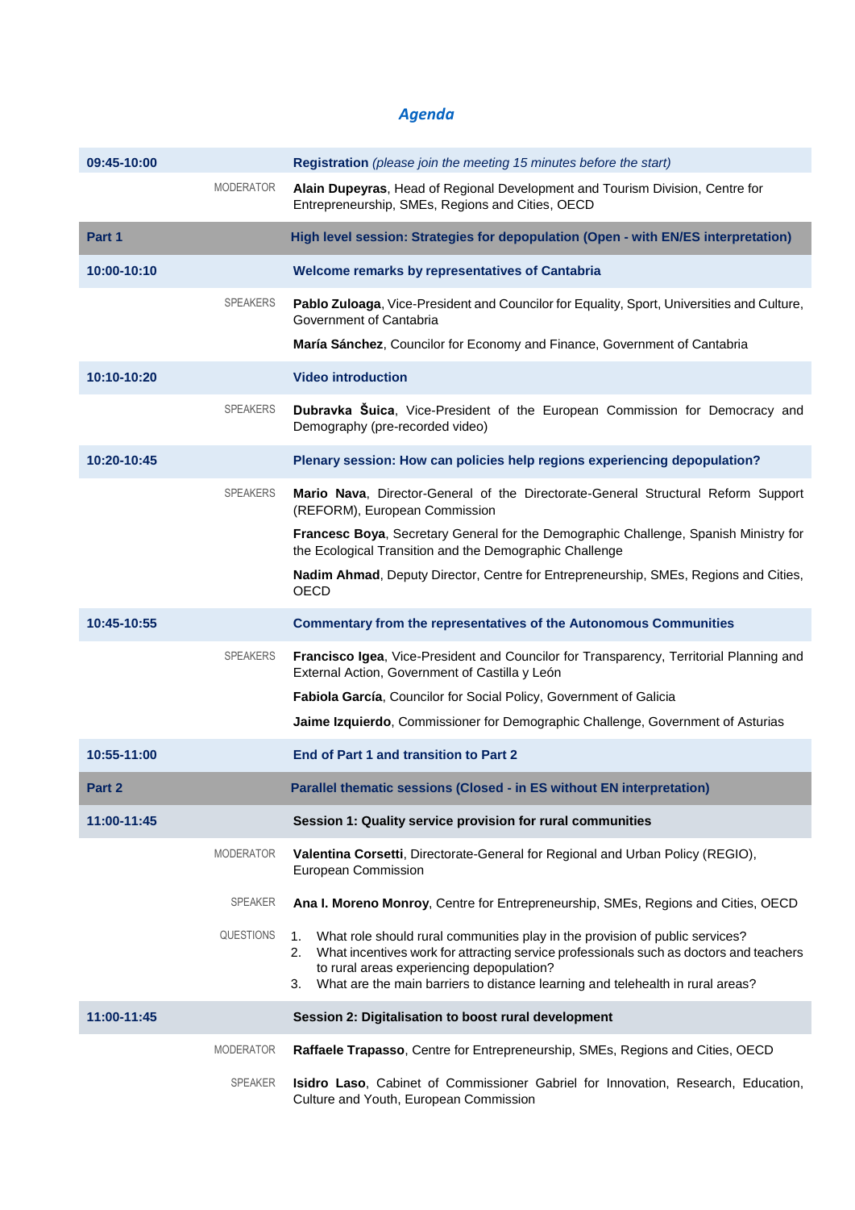# *Agenda*

| | | |
|---|---|---|
| **09:45-10:00** | | **Registration** *(please join the meeting 15 minutes before the start)* |
| | MODERATOR | **Alain Dupeyras**, Head of Regional Development and Tourism Division, Centre for Entrepreneurship, SMEs, Regions and Cities, OECD |
| **Part 1** | | **High level session: Strategies for depopulation (Open - with EN/ES interpretation)** |
| **10:00-10:10** | | **Welcome remarks by representatives of Cantabria** |
| | SPEAKERS | **Pablo Zuloaga**, Vice-President and Councilor for Equality, Sport, Universities and Culture, Government of Cantabria<br>**María Sánchez**, Councilor for Economy and Finance, Government of Cantabria |
| **10:10-10:20** | | **Video introduction** |
| | SPEAKERS | **Dubravka Šuica**, Vice-President of the European Commission for Democracy and Demography (pre-recorded video) |
| **10:20-10:45** | | **Plenary session: How can policies help regions experiencing depopulation?** |
| | SPEAKERS | **Mario Nava**, Director-General of the Directorate-General Structural Reform Support (REFORM), European Commission<br>**Francesc Boya**, Secretary General for the Demographic Challenge, Spanish Ministry for the Ecological Transition and the Demographic Challenge<br>**Nadim Ahmad**, Deputy Director, Centre for Entrepreneurship, SMEs, Regions and Cities, OECD |
| **10:45-10:55** | | **Commentary from the representatives of the Autonomous Communities** |
| | SPEAKERS | **Francisco Igea**, Vice-President and Councilor for Transparency, Territorial Planning and External Action, Government of Castilla y León<br>**Fabiola García**, Councilor for Social Policy, Government of Galicia<br>**Jaime Izquierdo**, Commissioner for Demographic Challenge, Government of Asturias |
| **10:55-11:00** | | **End of Part 1 and transition to Part 2** |
| **Part 2** | | **Parallel thematic sessions (Closed - in ES without EN interpretation)** |
| **11:00-11:45** | | **Session 1: Quality service provision for rural communities** |
| | MODERATOR | **Valentina Corsetti**, Directorate-General for Regional and Urban Policy (REGIO), European Commission |
| | SPEAKER | **Ana I. Moreno Monroy**, Centre for Entrepreneurship, SMEs, Regions and Cities, OECD |
| | QUESTIONS | 1. What role should rural communities play in the provision of public services?<br>2. What incentives work for attracting service professionals such as doctors and teachers to rural areas experiencing depopulation?<br>3. What are the main barriers to distance learning and telehealth in rural areas? |
| **11:00-11:45** | | **Session 2: Digitalisation to boost rural development** |
| | MODERATOR | **Raffaele Trapasso**, Centre for Entrepreneurship, SMEs, Regions and Cities, OECD |
| | SPEAKER | **Isidro Laso**, Cabinet of Commissioner Gabriel for Innovation, Research, Education, Culture and Youth, European Commission |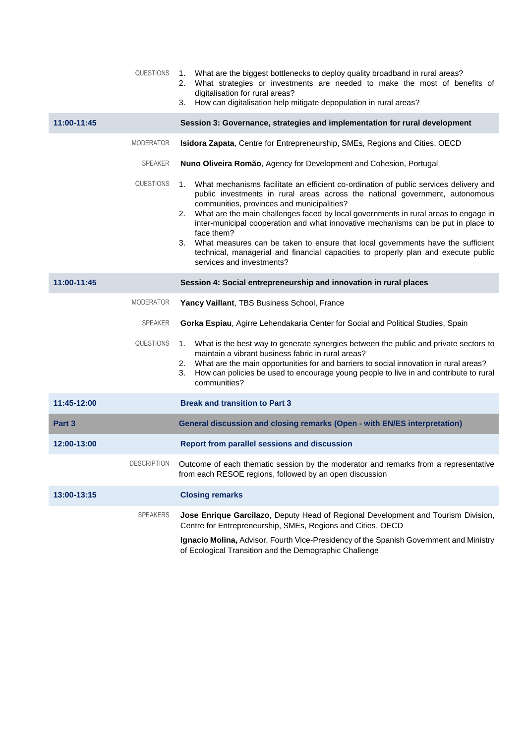QUESTIONS

1. What are the biggest bottlenecks to deploy quality broadband in rural areas?
2. What strategies or investments are needed to make the most of benefits of digitalisation for rural areas?
3. How can digitalisation help mitigate depopulation in rural areas?

**11:00-11:45** **Session 3: Governance, strategies and implementation for rural development**

MODERATOR **Isidora Zapata**, Centre for Entrepreneurship, SMEs, Regions and Cities, OECD

SPEAKER **Nuno Oliveira Romão**, Agency for Development and Cohesion, Portugal

QUESTIONS

1. What mechanisms facilitate an efficient co-ordination of public services delivery and public investments in rural areas across the national government, autonomous communities, provinces and municipalities?
2. What are the main challenges faced by local governments in rural areas to engage in inter-municipal cooperation and what innovative mechanisms can be put in place to face them?
3. What measures can be taken to ensure that local governments have the sufficient technical, managerial and financial capacities to properly plan and execute public services and investments?

**11:00-11:45** **Session 4: Social entrepreneurship and innovation in rural places**

MODERATOR **Yancy Vaillant**, TBS Business School, France

SPEAKER **Gorka Espiau**, Agirre Lehendakaria Center for Social and Political Studies, Spain

QUESTIONS

1. What is the best way to generate synergies between the public and private sectors to maintain a vibrant business fabric in rural areas?
2. What are the main opportunities for and barriers to social innovation in rural areas?
3. How can policies be used to encourage young people to live in and contribute to rural communities?

**11:45-12:00** **Break and transition to Part 3**

**Part 3** **General discussion and closing remarks (Open - with EN/ES interpretation)**

**12:00-13:00** **Report from parallel sessions and discussion**

DESCRIPTION Outcome of each thematic session by the moderator and remarks from a representative from each RESOE regions, followed by an open discussion

**13:00-13:15** **Closing remarks**

SPEAKERS **Jose Enrique Garcilazo**, Deputy Head of Regional Development and Tourism Division, Centre for Entrepreneurship, SMEs, Regions and Cities, OECD

**Ignacio Molina,** Advisor, Fourth Vice-Presidency of the Spanish Government and Ministry of Ecological Transition and the Demographic Challenge